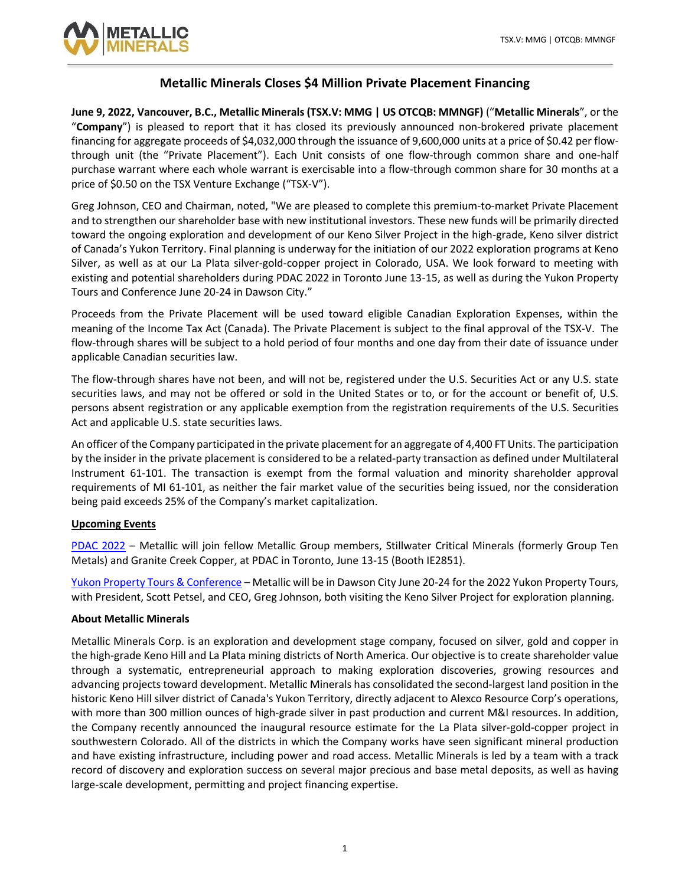# Metallic Minerals Closes $4 Million Private Placement Financing

**June 9, 2022, Vancouver, B.C., Metallic Minerals (TSX.V: MMG | US OTCQB: MMNGF)** ("**Metallic Minerals**", or the "**Company**") is pleased to report that it has closed its previously announced non-brokered private placement financing for aggregate proceeds of $4,032,000 through the issuance of 9,600,000 units at a price of $0.42 per flow-through unit (the "Private Placement"). Each Unit consists of one flow-through common share and one-half purchase warrant where each whole warrant is exercisable into a flow-through common share for 30 months at a price of $0.50 on the TSX Venture Exchange ("TSX-V").

Greg Johnson, CEO and Chairman, noted, "We are pleased to complete this premium-to-market Private Placement and to strengthen our shareholder base with new institutional investors. These new funds will be primarily directed toward the ongoing exploration and development of our Keno Silver Project in the high-grade, Keno silver district of Canada's Yukon Territory. Final planning is underway for the initiation of our 2022 exploration programs at Keno Silver, as well as at our La Plata silver-gold-copper project in Colorado, USA. We look forward to meeting with existing and potential shareholders during PDAC 2022 in Toronto June 13-15, as well as during the Yukon Property Tours and Conference June 20-24 in Dawson City."

Proceeds from the Private Placement will be used toward eligible Canadian Exploration Expenses, within the meaning of the Income Tax Act (Canada). The Private Placement is subject to the final approval of the TSX-V. The flow-through shares will be subject to a hold period of four months and one day from their date of issuance under applicable Canadian securities law.

The flow-through shares have not been, and will not be, registered under the U.S. Securities Act or any U.S. state securities laws, and may not be offered or sold in the United States or to, or for the account or benefit of, U.S. persons absent registration or any applicable exemption from the registration requirements of the U.S. Securities Act and applicable U.S. state securities laws.

An officer of the Company participated in the private placement for an aggregate of 4,400 FT Units. The participation by the insider in the private placement is considered to be a related-party transaction as defined under Multilateral Instrument 61-101. The transaction is exempt from the formal valuation and minority shareholder approval requirements of MI 61-101, as neither the fair market value of the securities being issued, nor the consideration being paid exceeds 25% of the Company's market capitalization.

**Upcoming Events**

PDAC 2022 – Metallic will join fellow Metallic Group members, Stillwater Critical Minerals (formerly Group Ten Metals) and Granite Creek Copper, at PDAC in Toronto, June 13-15 (Booth IE2851).

Yukon Property Tours & Conference – Metallic will be in Dawson City June 20-24 for the 2022 Yukon Property Tours, with President, Scott Petsel, and CEO, Greg Johnson, both visiting the Keno Silver Project for exploration planning.

**About Metallic Minerals**

Metallic Minerals Corp. is an exploration and development stage company, focused on silver, gold and copper in the high-grade Keno Hill and La Plata mining districts of North America. Our objective is to create shareholder value through a systematic, entrepreneurial approach to making exploration discoveries, growing resources and advancing projects toward development. Metallic Minerals has consolidated the second-largest land position in the historic Keno Hill silver district of Canada's Yukon Territory, directly adjacent to Alexco Resource Corp's operations, with more than 300 million ounces of high-grade silver in past production and current M&I resources. In addition, the Company recently announced the inaugural resource estimate for the La Plata silver-gold-copper project in southwestern Colorado. All of the districts in which the Company works have seen significant mineral production and have existing infrastructure, including power and road access. Metallic Minerals is led by a team with a track record of discovery and exploration success on several major precious and base metal deposits, as well as having large-scale development, permitting and project financing expertise.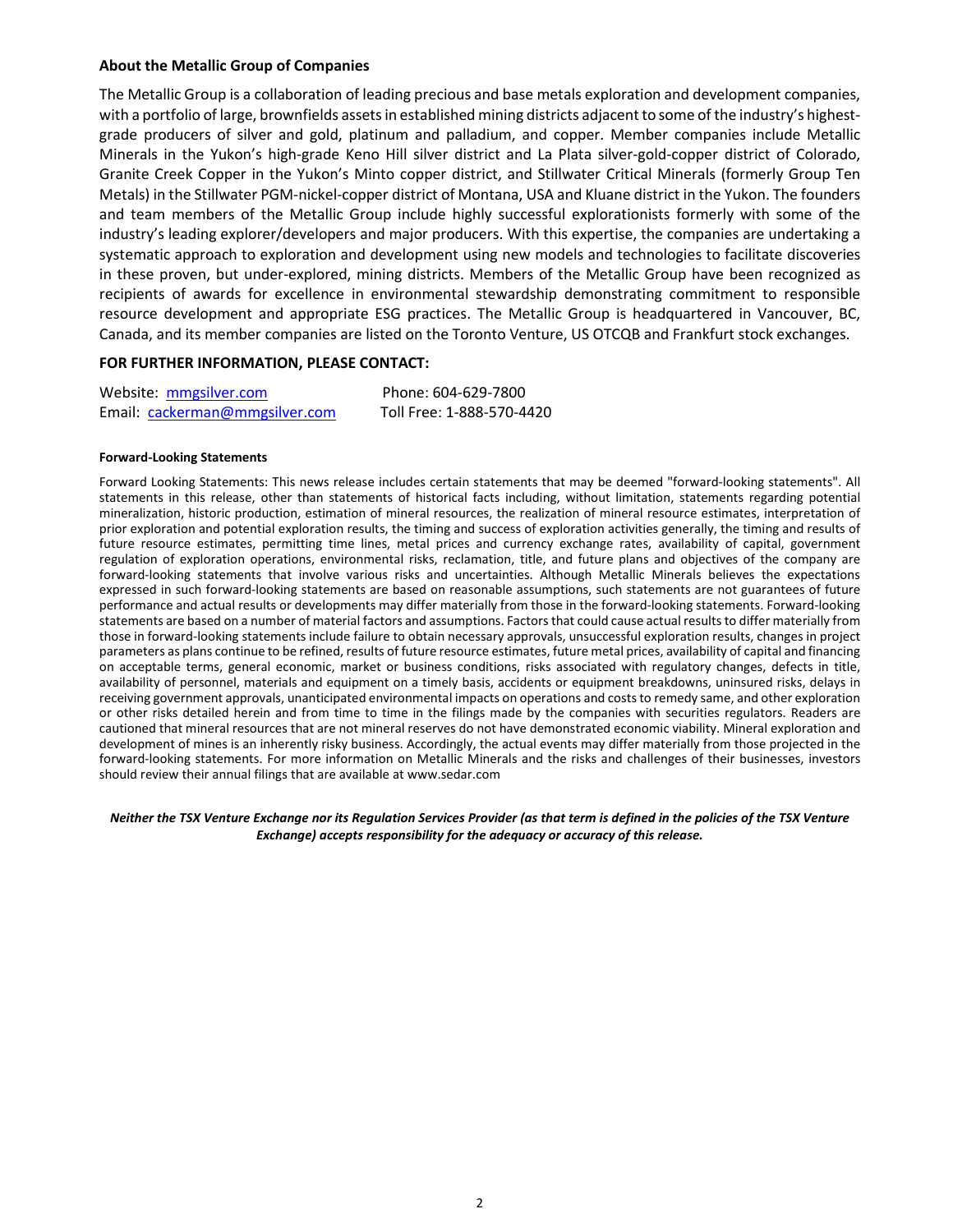**About the Metallic Group of Companies**

The Metallic Group is a collaboration of leading precious and base metals exploration and development companies, with a portfolio of large, brownfields assets in established mining districts adjacent to some of the industry's highest-grade producers of silver and gold, platinum and palladium, and copper. Member companies include Metallic Minerals in the Yukon's high-grade Keno Hill silver district and La Plata silver-gold-copper district of Colorado, Granite Creek Copper in the Yukon's Minto copper district, and Stillwater Critical Minerals (formerly Group Ten Metals) in the Stillwater PGM-nickel-copper district of Montana, USA and Kluane district in the Yukon. The founders and team members of the Metallic Group include highly successful explorationists formerly with some of the industry's leading explorer/developers and major producers. With this expertise, the companies are undertaking a systematic approach to exploration and development using new models and technologies to facilitate discoveries in these proven, but under-explored, mining districts. Members of the Metallic Group have been recognized as recipients of awards for excellence in environmental stewardship demonstrating commitment to responsible resource development and appropriate ESG practices. The Metallic Group is headquartered in Vancouver, BC, Canada, and its member companies are listed on the Toronto Venture, US OTCQB and Frankfurt stock exchanges.

**FOR FURTHER INFORMATION, PLEASE CONTACT:**

Website: mmgsilver.com  
Phone: 604-629-7800  
Email: cackerman@mmgsilver.com  
Toll Free: 1-888-570-4420

**Forward-Looking Statements**

Forward Looking Statements: This news release includes certain statements that may be deemed "forward-looking statements". All statements in this release, other than statements of historical facts including, without limitation, statements regarding potential mineralization, historic production, estimation of mineral resources, the realization of mineral resource estimates, interpretation of prior exploration and potential exploration results, the timing and success of exploration activities generally, the timing and results of future resource estimates, permitting time lines, metal prices and currency exchange rates, availability of capital, government regulation of exploration operations, environmental risks, reclamation, title, and future plans and objectives of the company are forward-looking statements that involve various risks and uncertainties. Although Metallic Minerals believes the expectations expressed in such forward-looking statements are based on reasonable assumptions, such statements are not guarantees of future performance and actual results or developments may differ materially from those in the forward-looking statements. Forward-looking statements are based on a number of material factors and assumptions. Factors that could cause actual results to differ materially from those in forward-looking statements include failure to obtain necessary approvals, unsuccessful exploration results, changes in project parameters as plans continue to be refined, results of future resource estimates, future metal prices, availability of capital and financing on acceptable terms, general economic, market or business conditions, risks associated with regulatory changes, defects in title, availability of personnel, materials and equipment on a timely basis, accidents or equipment breakdowns, uninsured risks, delays in receiving government approvals, unanticipated environmental impacts on operations and costs to remedy same, and other exploration or other risks detailed herein and from time to time in the filings made by the companies with securities regulators. Readers are cautioned that mineral resources that are not mineral reserves do not have demonstrated economic viability. Mineral exploration and development of mines is an inherently risky business. Accordingly, the actual events may differ materially from those projected in the forward-looking statements. For more information on Metallic Minerals and the risks and challenges of their businesses, investors should review their annual filings that are available at www.sedar.com

***Neither the TSX Venture Exchange nor its Regulation Services Provider (as that term is defined in the policies of the TSX Venture Exchange) accepts responsibility for the adequacy or accuracy of this release.***